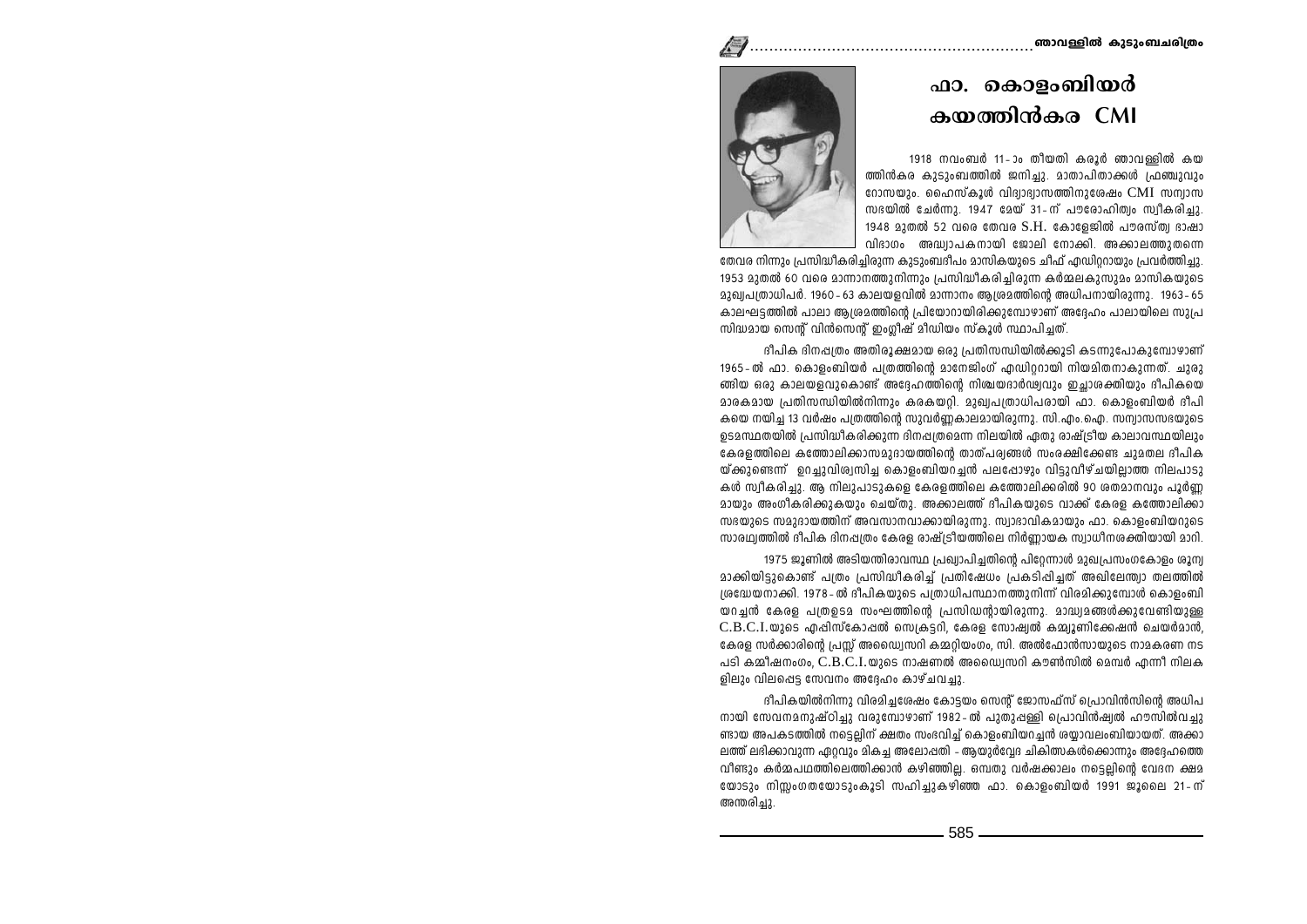# ഫാ. കൊളംബിയർ കയത്തിൻകര CMI

1918 നവംബർ 11-ാം തീയതി കരൂർ ഞാവള്ളിൽ കയത്തിൻകര കുടുംബത്തിൽ ജനിച്ചു. മാതാപിതാക്കൾ ഫ്രഞ്ചുവും റോസയും. ഹൈസ്കൂൾ വിദ്യാഭ്യാസത്തിനുശേഷം CMI സന്യാസ സഭയിൽ ചേർന്നു. 1947 മേയ് 31-ന് പൗരോഹിത്യം സ്വീകരിച്ചു. 1948 മുതൽ 52 വരെ തേവര S.H. കോളേജിൽ പൗരസ്ത്യ ഭാഷാ വിഭാഗം അദ്ധ്യാപകനായി ജോലി നോക്കി. അക്കാലത്തുതന്നെ തേവര നിന്നും പ്രസിദ്ധീകരിച്ചിരുന്ന കുടുംബദീപം മാസികയുടെ ചീഫ് എഡിറ്ററായും പ്രവർത്തിച്ചു. 1953 മുതൽ 60 വരെ മാന്നാനത്തുനിന്നും പ്രസിദ്ധീകരിച്ചിരുന്ന കർമ്മലകുസുമം മാസികയുടെ മുഖ്യപത്രാധിപർ. 1960 - 63 കാലയളവിൽ മാന്നാനം ആശ്രമത്തിന്റെ അധിപനായിരുന്നു. 1963 - 65 കാലഘട്ടത്തിൽ പാലാ ആശ്രമത്തിന്റെ പ്രിയോറായിരിക്കുമ്പോഴാണ് അദ്ദേഹം പാലായിലെ സുപ്രസിദ്ധമായ സെന്റ് വിൻസെന്റ് ഇംഗ്ലീഷ് മീഡിയം സ്കൂൾ സ്ഥാപിച്ചത്.

ദീപിക ദിനപത്രം അതിരൂക്ഷമായ ഒരു പ്രതിസന്ധിയിൽക്കൂടി കടന്നുപോകുമ്പോഴാണ് 1965-ൽ ഫാ. കൊളംബിയർ പത്രത്തിന്റെ മാനേജിംഗ് എഡിറ്ററായി നിയമിതനാകുന്നത്. ചുരുങ്ങിയ ഒരു കാലയളവുകൊണ്ട് അദ്ദേഹത്തിന്റെ നിശ്ചയദാർഢ്യവും ഇച്ഛാശക്തിയും ദീപികയെ മാരകമായ പ്രതിസന്ധിയിൽനിന്നും കരകയറ്റി. മുഖ്യപത്രാധിപരായി ഫാ. കൊളംബിയർ ദീപികയെ നയിച്ച 13 വർഷം പത്രത്തിന്റെ സുവർണ്ണകാലമായിരുന്നു. സി.എം.ഐ. സന്യാസസഭയുടെ ഉടമസ്ഥതയിൽ പ്രസിദ്ധീകരിക്കുന്ന ദിനപത്രമെന്ന നിലയിൽ ഏതു രാഷ്ട്രീയ കാലാവസ്ഥയിലും കേരളത്തിലെ കത്തോലിക്കാസമുദായത്തിന്റെ താത്പര്യങ്ങൾ സംരക്ഷിക്കേണ്ട ചുമതല ദീപികയ്ക്കുണ്ടെന്ന് ഉറച്ചുവിശ്വസിച്ച കൊളംബിയറച്ചൻ പലപ്പോഴും വിട്ടുവീഴ്ചയില്ലാത്ത നിലപാടുകൾ സ്വീകരിച്ചു. ആ നിലുപാടുകളെ കേരളത്തിലെ കത്തോലിക്കരിൽ 90 ശതമാനവും പൂർണ്ണമായും അംഗീകരിക്കുകയും ചെയ്തു. അക്കാലത്ത് ദീപികയുടെ വാക്ക് കേരള കത്തോലിക്കാസഭയുടെ സമുദായത്തിന് അവസാനവാക്കായിരുന്നു. സ്വാഭാവികമായും ഫാ. കൊളംബിയറുടെ സാരഥ്യത്തിൽ ദീപിക ദിനപത്രം കേരള രാഷ്ട്രീയത്തിലെ നിർണ്ണായക സ്വാധീനശക്തിയായി മാറി.

1975 ജൂണിൽ അടിയന്തിരാവസ്ഥ പ്രഖ്യാപിച്ചതിന്റെ പിറ്റേന്നാൾ മുഖപ്രസംഗകോളം ശൂന്യമാക്കിയിട്ടുകൊണ്ട് പത്രം പ്രസിദ്ധീകരിച്ച് പ്രതിഷേധം പ്രകടിപ്പിച്ചത് അഖിലേന്ത്യാ തലത്തിൽ ശ്രദ്ധേയമാക്കി. 1978-ൽ ദീപികയുടെ പത്രാധിപസ്ഥാനത്തുനിന്ന് വിരമിക്കുമ്പോൾ കൊളംബിയറച്ചൻ കേരള പത്രഉടമ സംഘത്തിന്റെ പ്രസിഡന്റായിരുന്നു. മാദ്ധ്യമങ്ങൾക്കുവേണ്ടിയുള്ള C.B.C.I.യുടെ എപ്പിസ്കോപ്പൽ സെക്രട്ടറി, കേരള സോഷ്യൽ കമ്മ്യൂണിക്കേഷൻ ചെയർമാൻ, കേരള സർക്കാരിന്റെ പ്രസ്സ് അഡ്വൈസറി കമ്മറ്റിയംഗം, സി. അൽഫോൻസായുടെ നാമകരണ നടപടി കമ്മീഷനംഗം, C.B.C.I.യുടെ നാഷണൽ അഡ്വൈസറി കൗൺസിൽ മെമ്പർ എന്നീ നിലകളിലും വിലപ്പെട്ട സേവനം അദ്ദേഹം കാഴ്ചവച്ചു.

ദീപികയിൽനിന്നു വിരമിച്ചശേഷം കോട്ടയം സെന്റ് ജോസഫ്സ് പ്രൊവിൻസിന്റെ അധിപനായി സേവനമനുഷ്ഠിച്ചു വരുമ്പോഴാണ് 1982-ൽ പുതുപ്പള്ളി പ്രൊവിൻഷ്യൽ ഹൗസിൽവച്ചുണ്ടായ അപകടത്തിൽ നട്ടെല്ലിന് ക്ഷതം സംഭവിച്ച് കൊളംബിയറച്ചൻ ശയ്യാവലംബിയായത്. അക്കാലത്ത് ലഭിക്കാവുന്ന ഏറ്റവും മികച്ച അലോപ്പതി - ആയുർവ്വേദ ചികിത്സകൾക്കൊന്നും അദ്ദേഹത്തെ വീണ്ടും കർമ്മപഥത്തിലെത്തിക്കാൻ കഴിഞ്ഞില്ല. ഒമ്പതു വർഷക്കാലം നട്ടെല്ലിന്റെ വേദന ക്ഷമയോടും നിസ്സംഗതയോടുംകൂടി സഹിച്ചുകഴിഞ്ഞ ഫാ. കൊളംബിയർ 1991 ജൂലൈ 21-ന് അന്തരിച്ചു.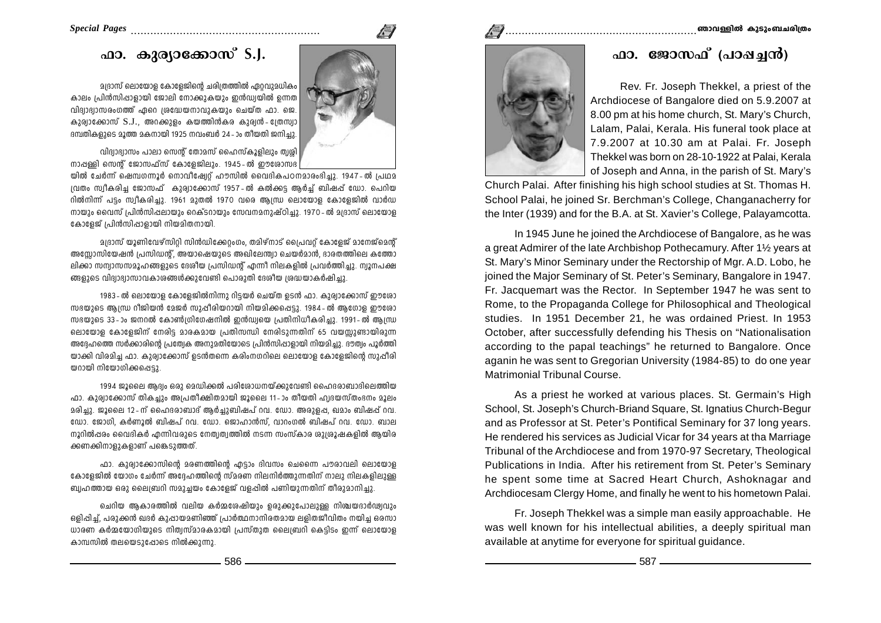# ഫാ. കുര്യാക്കോസ് S.J.

മദ്രാസ് ലൊയോള കോളേജിന്റെ ചരിത്രത്തിൽ ഏറ്റവുമധികം കാലം പ്രിൻസിപ്പാളായി ജോലി നോക്കുകയും ഇൻഡ്യയിൽ ഉന്നത വിദ്യാഭ്യാസരംഗത്ത് ഏറെ ശ്രദ്ധേയനാവുകയും ചെയ്ത ഫാ. ജെ. കുര്യാക്കോസ് S.J., അറക്കുളം കയത്തിൻകര കുര്യൻ - ത്രേസ്യാ ദമ്പതികളുടെ മൂത്ത മകനായി 1925 നവംബർ 24 - ാം തീയതി ജനിച്ചു.

വിദ്യാഭ്യാസം പാലാ സെന്റ് തോമസ് ഹൈസ്കൂളിലും തൃശ്ശിനാപ്പള്ളി സെന്റ് ജോസഫ്സ് കോളേജിലും. 1945 - ൽ ഈശോസഭയിൽ ചേർന്ന് ഷെമ്പഗന്നൂർ നൊവീഷ്യേറ്റ് ഹൗസിൽ വൈദികപഠനമാരംഭിച്ചു. 1947 - ൽ പ്രഥമ വ്രതം സ്വീകരിച്ച ജോസഫ് കുര്യാക്കോസ് 1957 - ൽ കൽക്കട്ട ആർച്ച് ബിഷപ്പ് ഡോ. പെറിയറിൽനിന്ന് പട്ടം സ്വീകരിച്ചു. 1961 മുതൽ 1970 വരെ ആന്ധ്ര ലൊയോള കോളേജിൽ വാർഡനായും വൈസ് പ്രിൻസിപ്പലായും റെക്ടറായും സേവനമനുഷ്ഠിച്ചു. 1970 - ൽ മദ്രാസ് ലൊയോള കോളേജ് പ്രിൻസിപ്പാളായി നിയമിതനായി.

മദ്രാസ് യൂണിവേഴ്സിറ്റി സിൻഡിക്കേറ്റംഗം, തമിഴ്നാട് പ്രൈവറ്റ് കോളേജ് മാനേജ്മെന്റ് അസ്സോസിയേഷൻ പ്രസിഡന്റ്, അയാഷെയുടെ അഖിലേന്ത്യാ ചെയർമാൻ, ഭാരതത്തിലെ കത്തോലിക്കാ സന്യാസസമൂഹങ്ങളുടെ ദേശീയ പ്രസിഡന്റ് എന്നീ നിലകളിൽ പ്രവർത്തിച്ചു. ന്യൂനപക്ഷങ്ങളുടെ വിദ്യാഭ്യാസാവകാശങ്ങൾക്കുവേണ്ടി പൊരുതി ദേശീയ ശ്രദ്ധയാകർഷിച്ചു.

1983 - ൽ ലൊയോള കോളേജിൽനിന്നു റിട്ടയർ ചെയ്ത ഉടൻ ഫാ. കുര്യാക്കോസ് ഈശോസഭയുടെ ആന്ധ്ര റീജിയൻ മേജർ സുപ്പീരിയറായി നിയമിക്കപ്പെട്ടു. 1984 - ൽ ആഗോള ഈശോസഭയുടെ 33 - ാം ജനറൽ കോൺഗ്രിഗേഷനിൽ ഇൻഡ്യയെ പ്രതിനിധീകരിച്ചു. 1991 - ൽ ആന്ധ്ര ലൊയോള കോളേജിന് നേരിട്ട മാരകമായ പ്രതിസന്ധി നേരിടുന്നതിന് 65 വയസ്സുണ്ടായിരുന്ന അദ്ദേഹത്തെ സർക്കാരിന്റെ പ്രത്യേക അനുമതിയോടെ പ്രിൻസിപ്പാളായി നിയമിച്ചു. ദൗത്യം പൂർത്തിയാക്കി വിരമിച്ച ഫാ. കുര്യാക്കോസ് ഉടൻതന്നെ കരിംനഗറിലെ ലൊയോള കോളേജിന്റെ സുപ്പീരിയറായി നിയോഗിക്കപ്പെട്ടു.

1994 ജൂലൈ ആദ്യം ഒരു മെഡിക്കൽ പരിശോധനയ്ക്കുവേണ്ടി ഹൈദരാബാദിലെത്തിയ ഫാ. കുര്യാക്കോസ് തികച്ചും അപ്രതീക്ഷിതമായി ജൂലൈ 11 - ാം തീയതി ഹൃദയസ്തംഭനം മൂലം മരിച്ചു. ജൂലൈ 12 - ന് ഹൈദരാബാദ് ആർച്ചുബിഷപ്പ് റവ. ഡോ. അരുളപ്പ, ഖമാം ബിഷപ്പ് റവ. ഡോ. ജോഗി, കർണൂൽ ബിഷപ്പ് റവ. ഡോ. ജോഹാൻസ്, വാറംഗൽ ബിഷപ്പ് റവ. ഡോ. ബാലനൂറിൽപരം വൈദികർ എന്നിവരുടെ നേതൃത്വത്തിൽ നടന്ന സംസ്കാര ശുശ്രൂഷകളിൽ ആയിരക്കണക്കിനാളുകളാണ് പങ്കെടുത്തത്.

ഫാ. കുര്യാക്കോസിന്റെ മരണത്തിന്റെ എട്ടാം ദിവസം ചെന്നൈ പൗരാവലി ലൊയോള കോളേജിൽ യോഗം ചേർന്ന് അദ്ദേഹത്തിന്റെ സ്മരണ നിലനിർത്തുന്നതിന് നാലു നിലകളിലുള്ള ബൃഹത്തായ ഒരു ലൈബ്രറി സമുച്ചയം കോളേജ് വളപ്പിൽ പണിയുന്നതിന് തീരുമാനിച്ചു.

ചെറിയ ആകാരത്തിൽ വലിയ കർമ്മശേഷിയും ഉരുക്കുപോലുള്ള നിശ്ചയദാർഢ്യവും ഒളിപ്പിച്ച്, പരുക്കൻ ഖദർ കുപ്പായമണിഞ്ഞ് പ്രാർത്ഥനാനിരതമായ ലളിതജീവിതം നയിച്ച ഒരസാധാരണ കർമ്മയോഗിയുടെ നിത്യസ്മാരകമായി പ്രസ്തുത ലൈബ്രറി കെട്ടിടം ഇന്ന് ലൊയോള കാമ്പസിൽ തലയെടുപ്പോടെ നിൽക്കുന്നു.

# ഫാ. ജോസഫ് (പാപ്പച്ചൻ)

Rev. Fr. Joseph Thekkel, a priest of the Archdiocese of Bangalore died on 5.9.2007 at 8.00 pm at his home church, St. Mary's Church, Lalam, Palai, Kerala. His funeral took place at 7.9.2007 at 10.30 am at Palai. Fr. Joseph Thekkel was born on 28-10-1922 at Palai, Kerala of Joseph and Anna, in the parish of St. Mary's Church Palai. After finishing his high school studies at St. Thomas H. School Palai, he joined Sr. Berchman's College, Changanacherry for the Inter (1939) and for the B.A. at St. Xavier's College, Palayamcotta.

In 1945 June he joined the Archdiocese of Bangalore, as he was a great Admirer of the late Archbishop Pothecamury. After 1½ years at St. Mary's Minor Seminary under the Rectorship of Mgr. A.D. Lobo, he joined the Major Seminary of St. Peter's Seminary, Bangalore in 1947. Fr. Jacquemart was the Rector. In September 1947 he was sent to Rome, to the Propaganda College for Philosophical and Theological studies. In 1951 December 21, he was ordained Priest. In 1953 October, after successfully defending his Thesis on "Nationalisation according to the papal teachings" he returned to Bangalore. Once aganin he was sent to Gregorian University (1984-85) to do one year Matrimonial Tribunal Course.

As a priest he worked at various places. St. Germain's High School, St. Joseph's Church-Briand Square, St. Ignatius Church-Begur and as Professor at St. Peter's Pontifical Seminary for 37 long years. He rendered his services as Judicial Vicar for 34 years at tha Marriage Tribunal of the Archdiocese and from 1970-97 Secretary, Theological Publications in India. After his retirement from St. Peter's Seminary he spent some time at Sacred Heart Church, Ashoknagar and Archdiocesam Clergy Home, and finally he went to his hometown Palai.

Fr. Joseph Thekkel was a simple man easily approachable. He was well known for his intellectual abilities, a deeply spiritual man available at anytime for everyone for spiritual guidance.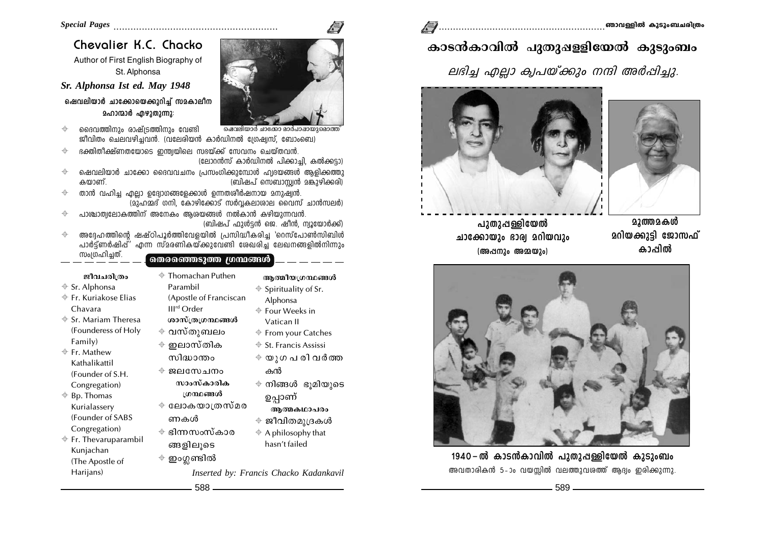## Chevalier K.C. Chacko

Author of First English Biography of St. Alphonsa

***Sr. Alphonsa Ist ed. May 1948***

**ഷെവലിയാർ ചാക്കോയെക്കുറിച്ച് സമകാലീന മഹാന്മാർ എഴുതുന്നു:**

ഷെവലിയാർ ചാക്കോ മാർപാപ്പായുമൊത്ത്

- ദൈവത്തിനും രാഷ്ട്രത്തിനും വേണ്ടി ജീവിതം ചെലവഴിച്ചവൻ. (വലേരിയൻ കാർഡിനൽ ഗ്രേഷ്യസ്, ബോംബെ)
- ഭക്തിതീക്ഷ്ണതയോടെ ഇന്ത്യയിലെ സഭയ്ക്ക് സേവനം ചെയ്തവൻ. (ലോറൻസ് കാർഡിനൽ പിക്കാച്ചി, കൽക്കട്ടാ)
- ഷെവലിയാർ ചാക്കോ ദൈവവചനം പ്രസംഗിക്കുമ്പോൾ ഹൃദയങ്ങൾ ആളിക്കത്തുകയാണ്. (ബിഷപ് സെബാസ്റ്റ്യൻ മങ്കുഴിക്കരി)
- താൻ വഹിച്ച എല്ലാ ഉദ്യോഗങ്ങളേക്കാൾ ഉന്നതശീർഷനായ മനുഷ്യൻ. (മുഹമ്മദ് ഗനി, കോഴിക്കോട് സർവ്വകലാശാല വൈസ് ചാൻസലർ)
- പാശ്ചാത്യലോകത്തിന് അനേകം ആശയങ്ങൾ നൽകാൻ കഴിയുന്നവൻ. (ബിഷപ് ഫുൾട്ടൻ ജെ. ഷീൻ, ന്യൂയോർക്ക്)
- അദ്ദേഹത്തിന്റെ ഷഷ്ഠിപൂർത്തിവേളയിൽ പ്രസിദ്ധീകരിച്ച 'റെസ്പോൺസിബിൾ പാർട്ട്ണർഷിപ്പ്' എന്ന സ്മരണികയ്ക്കുവേണ്ടി ശേഖരിച്ച ലേഖനങ്ങളിൽനിന്നും സംഗ്രഹിച്ചത്.

### തെരഞ്ഞെടുത്ത ഗ്രന്ഥങ്ങൾ

**ജീവചരിത്രം**
- Sr. Alphonsa
- Fr. Kuriakose Elias Chavara
- Sr. Mariam Theresa (Founderess of Holy Family)
- Fr. Mathew Kathalikattil (Founder of S.H. Congregation)
- Bp. Thomas Kurialassery (Founder of SABS Congregation)
- Fr. Thevaruparambil Kunjachan (The Apostle of Harijans)
- Thomachan Puthen Parambil (Apostle of Franciscan III[rd] Order

**ശാസ്ത്രഗ്രന്ഥങ്ങൾ**
- വസ്തുബലം
- ഇലാസ്തിക സിദ്ധാന്തം
- ജലസേചനം

**സാംസ്കാരിക ഗ്രന്ഥങ്ങൾ**
- ലോകയാത്രസ്മരണകൾ
- ഭിന്നസംസ്കാരങ്ങളിലൂടെ
- ഇംഗ്ലണ്ടിൽ

**ആത്മീയഗ്രന്ഥങ്ങൾ**
- Spirituality of Sr. Alphonsa
- Four Weeks in Vatican II
- From your Catches
- St. Francis Assissi
- യുഗപരിവർത്തകൻ
- നിങ്ങൾ ഭൂമിയുടെ ഉപ്പാണ്

**ആത്മകഥാപരം**
- ജീവിതമുദ്രകൾ
- A philosophy that hasn't failed

*Inserted by: Francis Chacko Kadankavil*

## കാടൻകാവിൽ പുതുപ്പള്ളിയേൽ കുടുംബം

*ലഭിച്ച എല്ലാ കൃപയ്ക്കും നന്ദി അർപ്പിച്ചു.*

**പുതുപ്പള്ളിയേൽ ചാക്കോയും ഭാര്യ മറിയവും (അപ്പനും അമ്മയും)**

**മൂത്തമകൾ മറിയക്കുട്ടി ജോസഫ് കാപ്പിൽ**

**1940-ൽ കാടൻകാവിൽ പുതുപ്പള്ളിയേൽ കുടുംബം**

അവതാരികൻ 5-ാം വയസ്സിൽ വലത്തുവശത്ത് ആദ്യം ഇരിക്കുന്നു.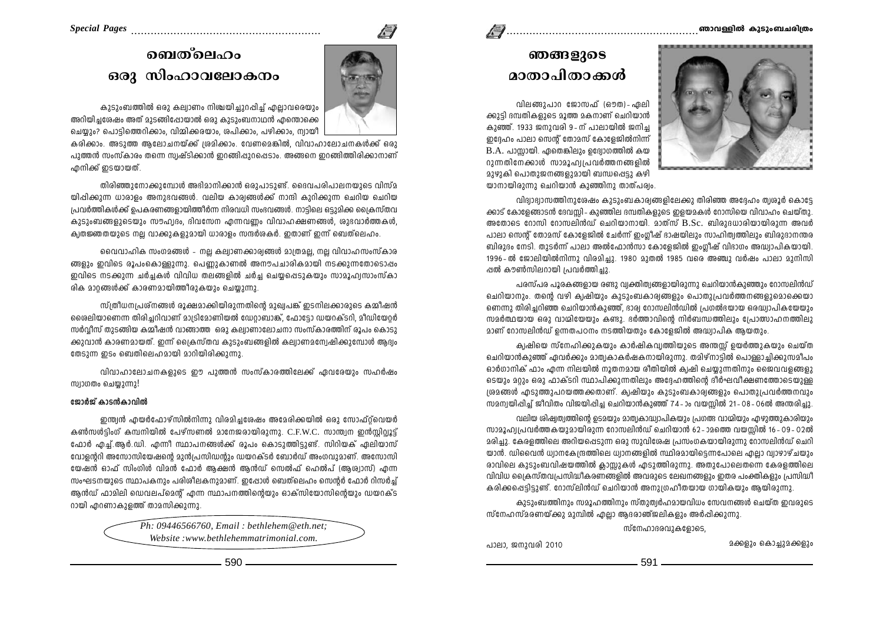# ബെത്‌ലെഹം ഒരു സിംഹാവലോകനം

കുടുംബത്തിൽ ഒരു കല്യാണം നിശ്ചയിച്ചുറപ്പിച്ച് എല്ലാവരെയും അറിയിച്ചശേഷം അത് മുടങ്ങിപ്പോയാൽ ഒരു കുടുംബനാഥൻ എന്തൊക്കെ ചെയ്യും? പൊട്ടിത്തെറിക്കാം, വിമ്മിക്കരയാം, ശപിക്കാം, പഴിക്കാം, ന്യായീകരിക്കാം. അടുത്ത ആലോചനയ്ക്ക് ശ്രമിക്കാം. വേണമെങ്കിൽ, വിവാഹാലോചനകൾക്ക് ഒരു പുത്തൻ സംസ്കാരം തന്നെ സൃഷ്ടിക്കാൻ ഇറങ്ങിപ്പുറപ്പെടാം. അങ്ങനെ ഇറങ്ങിത്തിരിക്കാനാണ് എനിക്ക് ഇടയായത്.

തിരിഞ്ഞുനോക്കുമ്പോൾ അഭിമാനിക്കാൻ ഒരുപാടുണ്ട്. ദൈവപരിപാലനയുടെ വിസ്മയിപ്പിക്കുന്ന ധാരാളം അനുഭവങ്ങൾ. വലിയ കാര്യങ്ങൾക്ക് നാന്ദി കുറിക്കുന്ന ചെറിയ ചെറിയ പ്രവർത്തികൾക്ക് ഉപകരണങ്ങളായിത്തീർന്ന നിരവധി സംഭവങ്ങൾ. നാട്ടിലെ ഒട്ടുമിക്ക ക്രൈസ്തവ കുടുംബങ്ങളുടെയും സൗഹൃദം, ദിവസേന എന്നവണ്ണം വിവാഹക്ഷണങ്ങൾ, ശുഭവാർത്തകൾ, കൃതജ്ഞതയുടെ നല്ല വാക്കുകളുമായി ധാരാളം സന്ദർശകർ. ഇതാണ് ഇന്ന് ബെത്‌ലെഹം.

വൈവാഹിക സംഗമങ്ങൾ - നല്ല കല്യാണക്കാര്യങ്ങൾ മാത്രമല്ല, നല്ല വിവാഹസംസ്കാരങ്ങളും ഇവിടെ രൂപംകൊള്ളുന്നു. പെണ്ണുകാണൽ അനൗപചാരികമായി നടക്കുന്നതോടൊപ്പം ഇവിടെ നടക്കുന്ന ചർച്ചകൾ വിവിധ തലങ്ങളിൽ ചർച്ച ചെയ്യപ്പെടുകയും സാമൂഹ്യസാംസ്കാരിക മാറ്റങ്ങൾക്ക് കാരണമായിത്തീരുകയും ചെയ്യുന്നു.

സ്ത്രീധനപ്രശ്നങ്ങൾ രൂക്ഷമാക്കിയിരുന്നതിന്റെ മുഖ്യപങ്ക് ഇടനിലക്കാരുടെ കമ്മീഷൻ ശൈലിയാണെന്ന തിരിച്ചറിവാണ് മാട്രിമോണിയൽ ഡേറ്റാബാങ്ക്, ഫോട്ടോ ഡയറക്ടറി, മീഡിയേറ്റർ സർവ്വീസ് തുടങ്ങിയ കമ്മീഷൻ വാങ്ങാത്ത ഒരു കല്യാണാലോചനാ സംസ്കാരത്തിന് രൂപം കൊടുക്കുവാൻ കാരണമായത്. ഇന്ന് ക്രൈസ്തവ കുടുംബങ്ങളിൽ കല്യാണമന്വേഷിക്കുമ്പോൾ ആദ്യം തേടുന്ന ഇടം ബെതിലെഹമായി മാറിയിരിക്കുന്നു.

വിവാഹാലോചനകളുടെ ഈ പുത്തൻ സംസ്കാരത്തിലേക്ക് ഏവരേയും സഹർഷം സ്വാഗതം ചെയ്യുന്നു!

**ജോർജ് കാടൻകാവിൽ**

ഇന്ത്യൻ എയർഫോഴ്സിൽനിന്നു വിരമിച്ചശേഷം അമേരിക്കയിൽ ഒരു സോഫ്റ്റ്‌വെയർ കൺസൾട്ടിംഗ് കമ്പനിയിൽ പേഴ്സണൽ മാനേജരായിരുന്നു. C.F.W.C. സാന്ത്വന ഇൻസ്റ്റിറ്റ്യൂട്ട് ഫോർ എച്ച്.ആർ.ഡി. എന്നീ സ്ഥാപനങ്ങൾക്ക് രൂപം കൊടുത്തിട്ടുണ്ട്. സിറിയക് ഏലിയാസ് വോളന്ററി അസോസിയേഷന്റെ മുൻപ്രസിഡന്റും ഡയറക്ടർ ബോർഡ് അംഗവുമാണ്. അസോസിയേഷൻ ഓഫ് സിംഗിൾ വിമൻ ഫോർ ആക്ഷൻ ആൻഡ് സെൽഫ് ഹെൽപ് (ആശ്വാസ്) എന്ന സംഘടനയുടെ സ്ഥാപകനും പരിശീലകനുമാണ്. ഇപ്പോൾ ബെത്‌ലെഹം സെന്റർ ഫോർ റിസർച്ച് ആൻഡ് ഫാമിലി ഡെവലപ്‌മെന്റ് എന്ന സ്ഥാപനത്തിന്റെയും ഓക്സിയോസിന്റെയും ഡയറക്ടറായി എറണാകുളത്ത് താമസിക്കുന്നു.

*Ph: 09446566760, Email : bethlehem@eth.net;*
*Website :www.bethlehemmatrimonial.com.*

# ഞങ്ങളുടെ മാതാപിതാക്കൾ

വിലങ്ങുപാറ ജോസഫ് (ഔത) - ഏലിക്കുട്ടി ദമ്പതികളുടെ മൂത്ത മകനാണ് ചെറിയാൻ കുഞ്ഞ്. 1933 ജനുവരി 9 - ന് പാലായിൽ ജനിച്ച ഇദ്ദേഹം പാലാ സെന്റ് തോമസ് കോളേജിൽനിന്ന് B.A. പാസ്സായി. ഏതെങ്കിലും ഉദ്യോഗത്തിൽ കയറുന്നതിനേക്കാൾ സാമൂഹ്യപ്രവർത്തനങ്ങളിൽ മുഴുകി പൊതുജനങ്ങളുമായി ബന്ധപ്പെട്ടു കഴിയാനായിരുന്നു ചെറിയാൻ കുഞ്ഞിനു താത്പര്യം.

വിദ്യാഭ്യാസത്തിനുശേഷം കുടുംബകാര്യങ്ങളിലേക്കു തിരിഞ്ഞ അദ്ദേഹം തൃശൂർ കൊട്ടേക്കാട് കോളേങ്ങാടൻ ദേവസ്സി - കുഞ്ഞില ദമ്പതികളുടെ ഇളയമകൾ റോസിയെ വിവാഹം ചെയ്തു. അതോടെ റോസി റോസലിൻഡ് ചെറിയാനായി. മാത്സ് B.Sc. ബിരുദധാരിയായിരുന്ന അവർ പാലാ സെന്റ് തോമസ് കോളേജിൽ ചേർന്ന് ഇംഗ്ലീഷ് ഭാഷയിലും സാഹിത്യത്തിലും ബിരുദാനന്തര ബിരുദം നേടി. തുടർന്ന് പാലാ അൽഫോൻസാ കോളേജിൽ ഇംഗ്ലീഷ് വിഭാഗം അദ്ധ്യാപികയായി. 1996 - ൽ ജോലിയിൽനിന്നു വിരമിച്ചു. 1980 മുതൽ 1985 വരെ അഞ്ചു വർഷം പാലാ മുനിസിപ്പൽ കൗൺസിലറായി പ്രവർത്തിച്ചു.

പരസ്പര പൂരകങ്ങളായ രണ്ടു വ്യക്തിത്വങ്ങളായിരുന്നു ചെറിയാൻകുഞ്ഞും റോസലിൻഡ് ചെറിയാനും. തന്റെ വഴി കൃഷിയും കുടുംബകാര്യങ്ങളും പൊതുപ്രവർത്തനങ്ങളുമൊക്കെയാണെന്നു തിരിച്ചറിഞ്ഞ ചെറിയാൻകുഞ്ഞ്, ഭാര്യ റോസലിൻഡിൽ പ്രഗൽഭയായ ഒരദ്ധ്യാപികയേയും സമർത്ഥയായ ഒരു വാഗ്മിയേയും കണ്ടു. ഭർത്താവിന്റെ നിർബന്ധത്തിലും പ്രോത്സാഹനത്തിലുമാണ് റോസലിൻഡ് ഉന്നതപഠനം നടത്തിയതും കോളേജിൽ അദ്ധ്യാപിക ആയതും.

കൃഷിയെ സ്നേഹിക്കുകയും കാർഷികവൃത്തിയുടെ അന്തസ്സ് ഉയർത്തുകയും ചെയ്ത ചെറിയാൻകുഞ്ഞ് ഏവർക്കും മാതൃകാകർഷകനായിരുന്നു. തമിഴ്നാട്ടിൽ പൊള്ളാച്ചിക്കുസമീപം ഓർഗാനിക് ഫാം എന്ന നിലയിൽ നൂതനമായ രീതിയിൽ കൃഷി ചെയ്യുന്നതിനും ജൈവവളങ്ങളുടെയും മറ്റും ഒരു ഫാക്ടറി സ്ഥാപിക്കുന്നതിലും അദ്ദേഹത്തിന്റെ ദീർഘവീക്ഷണത്തോടെയുള്ള ശ്രമങ്ങൾ എടുത്തുപറയത്തക്കതാണ്. കൃഷിയും കുടുംബകാര്യങ്ങളും പൊതുപ്രവർത്തനവും സമന്വയിപ്പിച്ച് ജീവിതം വിജയിപ്പിച്ച ചെറിയാൻകുഞ്ഞ് 74 - ാം വയസ്സിൽ 21 - 08 - 06ൽ അന്തരിച്ചു.

വലിയ ശിഷ്യത്വത്തിന്റെ ഉടമയും മാതൃകാദ്ധ്യാപികയും പ്രഗത്ഭ വാഗ്മിയും എഴുത്തുകാരിയും സാമൂഹ്യപ്രവർത്തകയുമായിരുന്ന റോസലിൻഡ് ചെറിയാൻ 62 - ാമത്തെ വയസ്സിൽ 16 - 09 - 02ൽ മരിച്ചു. കേരളത്തിലെ അറിയപ്പെടുന്ന ഒരു സുവിശേഷ പ്രസംഗകയായിരുന്നു റോസലിൻഡ് ചെറിയാൻ. ഡിവൈൻ ധ്യാനകേന്ദ്രത്തിലെ ധ്യാനങ്ങളിൽ സ്ഥിരമായിട്ടെന്നപോലെ എല്ലാ വ്യാഴാഴ്ചയും രാവിലെ കുടുംബവിഷയത്തിൽ ക്ലാസ്സുകൾ എടുത്തിരുന്നു. അതുപോലെതന്നെ കേരളത്തിലെ വിവിധ ക്രൈസ്തവപ്രസിദ്ധീകരണങ്ങളിൽ അവരുടെ ലേഖനങ്ങളും ഇതര പംക്തികളും പ്രസിദ്ധീകരിക്കപ്പെട്ടിട്ടുണ്ട്. റോസ്‌ലിൻഡ് ചെറിയാൻ അനുഗ്രഹീതയായ ഗായികയും ആയിരുന്നു.

കുടുംബത്തിനും സമൂഹത്തിനും സ്തുത്യർഹമായവിധം സേവനങ്ങൾ ചെയ്ത ഇവരുടെ സ്നേഹസ്മരണയ്ക്കു മുമ്പിൽ എല്ലാ ആദരാഞ്ജലികളും അർപ്പിക്കുന്നു.

സ്നേഹാദരവുകളോടെ,

പാലാ, ജനുവരി 2010

മക്കളും കൊച്ചുമക്കളും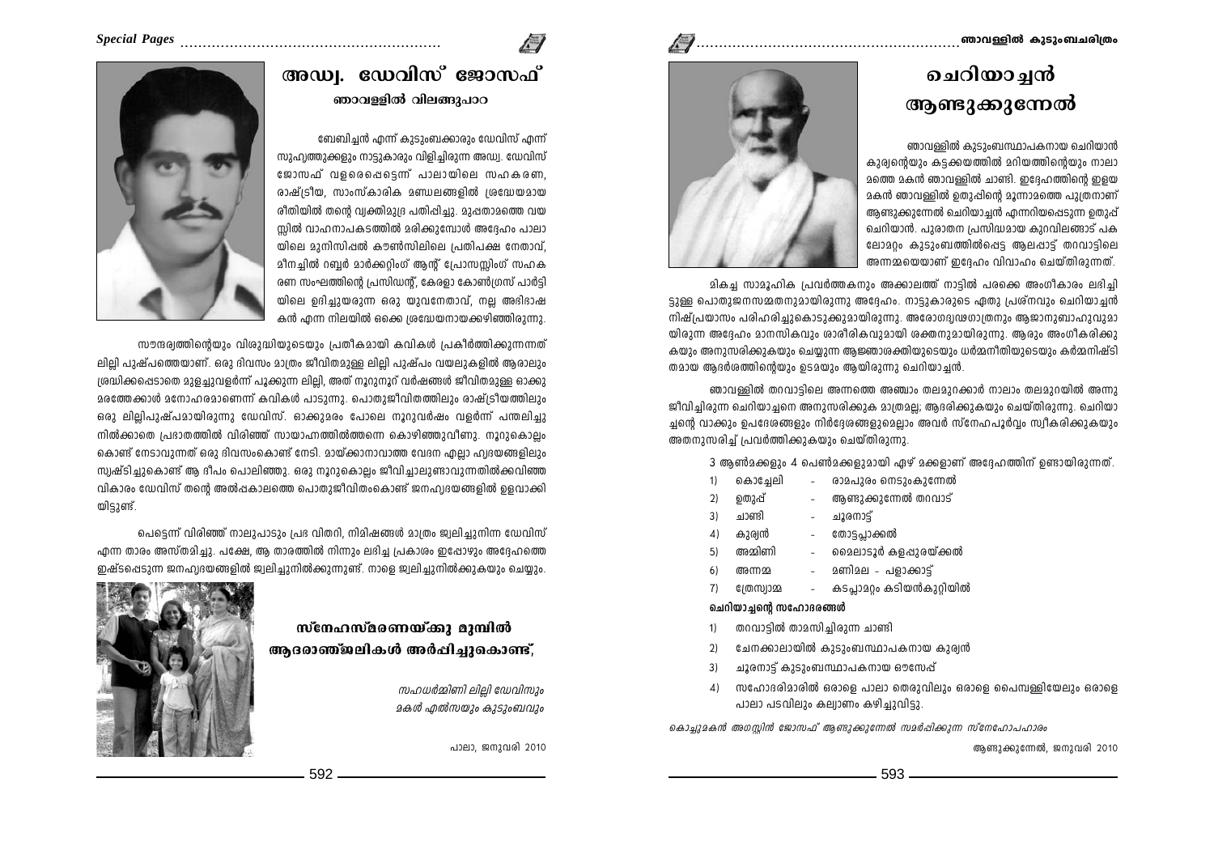# അഡ്വ. ഡേവിസ് ജോസഫ്

### ഞാവള്ളിൽ വിലങ്ങുപാറ

ബേബിച്ചൻ എന്ന് കുടുംബക്കാരും ഡേവിസ് എന്ന് സുഹൃത്തുക്കളും നാട്ടുകാരും വിളിച്ചിരുന്ന അഡ്വ. ഡേവിസ് ജോസഫ് വളരെപ്പെട്ടെന്ന് പാലായിലെ സഹകരണ, രാഷ്ട്രീയ, സാംസ്കാരിക മണ്ഡലങ്ങളിൽ ശ്രദ്ധേയമായ രീതിയിൽ തന്റെ വ്യക്തിമുദ്ര പതിപ്പിച്ചു. മുപ്പതാമത്തെ വയസ്സിൽ വാഹനാപകടത്തിൽ മരിക്കുമ്പോൾ അദ്ദേഹം പാലായിലെ മുനിസിപ്പൽ കൗൺസിലിലെ പ്രതിപക്ഷ നേതാവ്, മീനച്ചിൽ റബ്ബർ മാർക്കറ്റിംഗ് ആന്റ് പ്രോസസ്സിംഗ് സഹകരണ സംഘത്തിന്റെ പ്രസിഡന്റ്, കേരളാ കോൺഗ്രസ് പാർട്ടിയിലെ ഉദിച്ചുയരുന്ന ഒരു യുവനേതാവ്, നല്ല അഭിഭാഷകൻ എന്ന നിലയിൽ ഒക്കെ ശ്രദ്ധേയനായക്കഴിഞ്ഞിരുന്നു.

സൗന്ദര്യത്തിന്റെയും വിശുദ്ധിയുടെയും പ്രതീകമായി കവികൾ പ്രകീർത്തിക്കുന്നനത് ലില്ലി പുഷ്പത്തെയാണ്. ഒരു ദിവസം മാത്രം ജീവിതമുള്ള ലില്ലി പുഷ്പം വയലുകളിൽ ആരാലും ശ്രദ്ധിക്കപ്പെടാതെ മുളച്ചുവളർന്ന് പൂക്കുന്ന ലില്ലി, അത് നൂറുനൂറ് വർഷങ്ങൾ ജീവിതമുള്ള ഓക്കുമരത്തേക്കാൾ മനോഹരമാണെന്ന് കവികൾ പാടുന്നു. പൊതുജീവിതത്തിലും രാഷ്ട്രീയത്തിലും ഒരു ലില്ലിപുഷ്പമായിരുന്നു ഡേവിസ്. ഓക്കുമരം പോലെ നൂറുവർഷം വളർന്ന് പന്തലിച്ചു നിൽക്കാതെ പ്രഭാതത്തിൽ വിരിഞ്ഞ് സായാഹ്നത്തിൽത്തന്നെ കൊഴിഞ്ഞുവീണു. നൂറുകൊല്ലം കൊണ്ട് നേടാവുന്നത് ഒരു ദിവസംകൊണ്ട് നേടി. മായ്ക്കാനാവാത്ത വേദന എല്ലാ ഹൃദയങ്ങളിലും സൃഷ്ടിച്ചുകൊണ്ട് ആ ദീപം പൊലിഞ്ഞു. ഒരു നൂറുകൊല്ലം ജീവിച്ചാലുണ്ടാവുന്നതിൽക്കവിഞ്ഞ വികാരം ഡേവിസ് തന്റെ അൽപകാലത്തെ പൊതുജീവിതംകൊണ്ട് ജനഹൃദയങ്ങളിൽ ഉളവാക്കിയിട്ടുണ്ട്.

പെട്ടെന്ന് വിരിഞ്ഞ് നാലുപാടും പ്രഭ വിതറി, നിമിഷങ്ങൾ മാത്രം ജ്വലിച്ചുനിന്ന ഡേവിസ് എന്ന താരം അസ്തമിച്ചു. പക്ഷേ, ആ താരത്തിൽ നിന്നും ലഭിച്ച പ്രകാശം ഇപ്പോഴും അദ്ദേഹത്തെ ഇഷ്ടപ്പെടുന്ന ജനഹൃദയങ്ങളിൽ ജ്വലിച്ചുനിൽക്കുന്നുണ്ട്. നാളെ ജ്വലിച്ചുനിൽക്കുകയും ചെയ്യും.

**സ്നേഹസ്മരണയ്ക്കു മുമ്പിൽ ആദരാഞ്ജലികൾ അർപ്പിച്ചുകൊണ്ട്,**

*സഹധർമ്മിണി ലില്ലി ഡേവിസും*
*മകൾ എൽസയും കുടുംബവും*

പാലാ, ജനുവരി 2010

# ചെറിയാച്ചൻ ആണ്ടുക്കുന്നേൽ

ഞാവള്ളിൽ കുടുംബസ്ഥാപകനായ ചെറിയാൻ കുര്യന്റെയും കട്ടക്കയത്തിൽ മറിയത്തിന്റെയും നാലാമത്തെ മകൻ ഞാവള്ളിൽ ചാണ്ടി. ഇദ്ദേഹത്തിന്റെ ഇളയ മകൻ ഞാവള്ളിൽ ഉതുപ്പിന്റെ മൂന്നാമത്തെ പുത്രനാണ് ആണ്ടുക്കുന്നേൽ ചെറിയാച്ചൻ എന്നറിയപ്പെടുന്ന ഉതുപ്പ് ചെറിയാൻ. പുരാതന പ്രസിദ്ധമായ കുറവിലങ്ങാട് പകലോമറ്റം കുടുംബത്തിൽപ്പെട്ട ആലപ്പാട്ട് തറവാട്ടിലെ അന്നമ്മയെയാണ് ഇദ്ദേഹം വിവാഹം ചെയ്തിരുന്നത്.

മികച്ച സാമൂഹിക പ്രവർത്തകനും അക്കാലത്ത് നാട്ടിൽ പരക്കെ അംഗീകാരം ലഭിച്ചിട്ടുള്ള പൊതുജനസമ്മതനുമായിരുന്നു അദ്ദേഹം. നാട്ടുകാരുടെ ഏതു പ്രശ്നവും ചെറിയാച്ചൻ നിഷ്പ്രയാസം പരിഹരിച്ചുകൊടുക്കുമായിരുന്നു. അരോഗദൃഢഗാത്രനും ആജാനുബാഹുവുമായിരുന്ന അദ്ദേഹം മാനസികവും ശാരീരികവുമായി ശക്തനുമായിരുന്നു. ആരും അംഗീകരിക്കുകയും അനുസരിക്കുകയും ചെയ്യുന്ന ആജ്ഞാശക്തിയുടെയും ധർമ്മനീതിയുടെയും കർമ്മനിഷ്ഠിതമായ ആദർശത്തിന്റെയും ഉടമയും ആയിരുന്നു ചെറിയാച്ചൻ.

ഞാവള്ളിൽ തറവാട്ടിലെ അന്നത്തെ അഞ്ചാം തലമുറക്കാർ നാലാം തലമുറയിൽ അന്നു ജീവിച്ചിരുന്ന ചെറിയാച്ചനെ അനുസരിക്കുക മാത്രമല്ല; ആദരിക്കുകയും ചെയ്തിരുന്നു. ചെറിയാച്ചന്റെ വാക്കും ഉപദേശങ്ങളും നിർദ്ദേശങ്ങളുമെല്ലാം അവർ സ്നേഹപൂർവ്വം സ്വീകരിക്കുകയും അതനുസരിച്ച് പ്രവർത്തിക്കുകയും ചെയ്തിരുന്നു.

3 ആൺമക്കളും 4 പെൺമക്കളുമായി ഏഴ് മക്കളാണ് അദ്ദേഹത്തിന് ഉണ്ടായിരുന്നത്.

1) കൊച്ചേലി - രാമപുരം നെടുംകുന്നേൽ
2) ഉതുപ്പ് - ആണ്ടുക്കുന്നേൽ തറവാട്
3) ചാണ്ടി - ചൂരനാട്ട്
4) കുര്യൻ - തോട്ടപ്പാക്കൽ
5) അമ്മിണി - മൈലാടൂർ കളപ്പുരയ്ക്കൽ
6) അന്നമ്മ - മണിമല - പളാക്കാട്ട്
7) ത്രേസ്യാമ്മ - കടപ്പാമറ്റം കടിയൻകുറ്റിയിൽ

**ചെറിയാച്ചന്റെ സഹോദരങ്ങൾ**

1) തറവാട്ടിൽ താമസിച്ചിരുന്ന ചാണ്ടി
2) ചേനക്കാലായിൽ കുടുംബസ്ഥാപകനായ കുര്യൻ
3) ചൂരനാട്ട് കുടുംബസ്ഥാപകനായ ഔസേപ്പ്
4) സഹോദരിമാരിൽ ഒരാളെ പാലാ തെരുവിലും ഒരാളെ പൈമ്പള്ളിയേലും ഒരാളെ പാലാ പടവിലും കല്യാണം കഴിച്ചുവിട്ടു.

*കൊച്ചുമകൻ അഗസ്റ്റിൻ ജോസഫ് ആണ്ടുക്കുന്നേൽ സമർപ്പിക്കുന്ന സ്നേഹോപഹാരം*

ആണ്ടുക്കുന്നേൽ, ജനുവരി 2010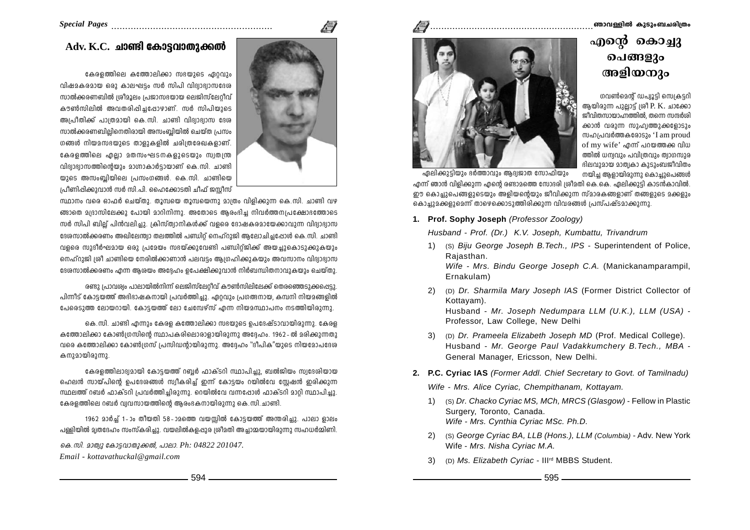## Adv. K.C. ചാണ്ടി കോട്ടവാതുക്കൽ

കേരളത്തിലെ കത്തോലിക്കാ സഭയുടെ ഏറ്റവും വിഷമകരമായ ഒരു കാലഘട്ടം സർ സിപി വിദ്യാഭ്യാസദേശ സാൽക്കരണബിൽ ശ്രീമൂലം പ്രജാസഭയായ ലെജിസ്ലേറ്റീവ് കൗൺസിലിൽ അവതരിപ്പിച്ചപ്പോഴാണ്. സർ സിപിയുടെ അപ്രീതിക്ക് പാത്രമായി കെ.സി. ചാണ്ടി വിദ്യാഭ്യാസ ദേശ സാൽക്കരണബില്ലിനെതിരായി അസംബ്ലിയിൽ ചെയ്ത പ്രസംഗങ്ങൾ നിയമസഭയുടെ താളുകളിൽ ചരിത്രരേഖകളാണ്. കേരളത്തിലെ എല്ലാ മതസംഘടനകളുടെയും സ്വതന്ത്ര വിദ്യാഭ്യാസത്തിന്റെയും മാഗ്നാകാർട്ടായാണ് കെ.സി. ചാണ്ടിയുടെ അസംബ്ലിയിലെ പ്രസംഗങ്ങൾ. കെ.സി. ചാണ്ടിയെ പ്രീണിപ്പിക്കുവാൻ സർ സി.പി. ഹൈക്കോടതി ചീഫ് ജസ്റ്റീസ് സ്ഥാനം വരെ ഓഫർ ചെയ്തു. തൂമ്പയെ തൂമ്പയെന്നു മാത്രം വിളിക്കുന്ന കെ.സി. ചാണ്ടി വഴങ്ങാതെ മദ്രാസിലേക്കു പോയി മാറിനിന്നു. അതോടെ ആരംഭിച്ച നിവർത്തനപ്രക്ഷോഭത്തോടെ സർ സിപി ബില്ല് പിൻവലിച്ചു. ക്രിസ്ത്യാനികൾക്ക് വളരെ ദോഷകരമായേക്കാവുന്ന വിദ്യാഭ്യാസ ദേശസാൽക്കരണം അഖിലേന്ത്യാ തലത്തിൽ പണ്ഡിറ്റ് നെഹ്റുജി ആലോചിച്ചപ്പോൾ കെ.സി. ചാണ്ടി വളരെ സുദീർഘമായ ഒരു പ്രമേയം സഭയ്ക്കുവേണ്ടി പണ്ഡിറ്റ്ജിക്ക് അയച്ചുകൊടുക്കുകയും നെഹ്റുജി ശ്രീ ചാണ്ടിയെ നേരിൽക്കാണാൻ പലവട്ടം ആഗ്രഹിക്കുകയും അവസാനം വിദ്യാഭ്യാസ ദേശസാൽക്കരണം എന്ന ആശയം അദ്ദേഹം ഉപേക്ഷിക്കുവാൻ നിർബന്ധിതനാവുകയും ചെയ്തു.

രണ്ടു പ്രാവശ്യം പാലായിൽനിന്ന് ലെജിസ്ലേറ്റീവ് കൗൺസിലിലേക്ക് തെരഞ്ഞെടുക്കപ്പെട്ടു. പിന്നീട് കോട്ടയത്ത് അഭിഭാഷകനായി പ്രവർത്തിച്ചു. ഏറ്റവും പ്രഗത്ഭനായ, കമ്പനി നിയമങ്ങളിൽ പേരെടുത്ത ലോയറായി. കോട്ടയത്ത് ലോ ചേമ്പേഴ്സ് എന്ന നിയമസ്ഥാപനം നടത്തിയിരുന്നു.

കെ.സി. ചാണ്ടി എന്നും കേരള കത്തോലിക്കാ സഭയുടെ ഉപദേഷ്ടാവായിരുന്നു. കേരള കത്തോലിക്കാ കോൺഗ്രസിന്റെ സ്ഥാപകരിലൊരാളായിരുന്നു അദ്ദേഹം. 1962-ൽ മരിക്കുന്നതു വരെ കത്തോലിക്കാ കോൺഗ്രസ് പ്രസിഡന്റായിരുന്നു. അദ്ദേഹം "ദീപിക"യുടെ നിയമോപദേശകനുമായിരുന്നു.

കേരളത്തിലാദ്യമായി കോട്ടയത്ത് റബ്ബർ ഫാക്ടറി സ്ഥാപിച്ചു, ബൽജിയം സ്വദേശിയായ ഹെലൻ സായ്പിന്റെ ഉപദേശങ്ങൾ സ്വീകരിച്ച് ഇന്ന് കോട്ടയം റയിൽവേ സ്റ്റേഷൻ ഇരിക്കുന്ന സ്ഥലത്ത് റബർ ഫാക്ടറി പ്രവർത്തിച്ചിരുന്നു. റെയിൽവേ വന്നപ്പോൾ ഫാക്ടറി മാറ്റി സ്ഥാപിച്ചു. കേരളത്തിലെ റബർ വ്യവസായത്തിന്റെ ആരംഭകനായിരുന്നു കെ.സി. ചാണ്ടി.

1962 മാർച്ച് 1-ാം തീയതി 58-ാമത്തെ വയസ്സിൽ കോട്ടയത്ത് അന്തരിച്ചു. പാലാ ളാലം പള്ളിയിൽ മൃതദേഹം സംസ്കരിച്ചു. വയലിൽകളപ്പുര ശ്രീമതി അച്ചാമ്മയായിരുന്നു സഹധർമ്മിണി.

*കെ.സി. മാത്യു കോട്ടവാതുക്കൽ, പാലാ. Ph: 04822 201047.*
*Email - kottavathuckal@gmail.com*

## എന്റെ കൊച്ചു പെങ്ങളും അളിയനും

ഏലിക്കുട്ടിയും ഭർത്താവും ആദ്യജാത സോഫിയും

ഗവൺമെന്റ് ഡപ്യൂട്ടി സെക്രട്ടറി ആയിരുന്ന പുല്ലാട്ട് ശ്രീ P. K. ചാക്കോ ജീവിതസായാഹ്നത്തിൽ, തന്നെ സന്ദർശിക്കാൻ വരുന്ന സുഹൃത്തുക്കളോടും സഹപ്രവർത്തകരോടും 'I am proud of my wife' എന്ന് പറയത്തക്ക വിധത്തിൽ ധന്യവും പവിത്രവും ത്യാഗസുരഭിലവുമായ മാതൃകാ കുടുംബജീവിതം നയിച്ച ആളായിരുന്നു കൊച്ചുപെങ്ങൾ എന്ന് ഞാൻ വിളിക്കുന്ന എന്റെ രണ്ടാമത്തെ സോദരി ശ്രീമതി കെ.കെ. ഏലിക്കുട്ടി കാടൻകാവിൽ. ഈ കൊച്ചുപെങ്ങളുടെയും അളിയന്റെയും ജീവിക്കുന്ന സ്മാരകങ്ങളാണ് തങ്ങളുടെ മക്കളും കൊച്ചുമക്കളുമെന്ന് താഴെക്കൊടുത്തിരിക്കുന്ന വിവരങ്ങൾ സ്പഷ്ടമാക്കുന്നു.

1. **Prof. Sophy Joseph** *(Professor Zoology)*

   *Husband - Prof. (Dr.) K.V. Joseph, Kumbattu, Trivandrum*

   1) (S) *Biju George Joseph B.Tech., IPS* - Superintendent of Police, Rajasthan.
      *Wife - Mrs. Bindu George Joseph C.A.* (Manickanamparampil, Ernakulam)
   2) (D) *Dr. Sharmila Mary Joseph IAS* (Former District Collector of Kottayam).
      Husband - *Mr. Joseph Nedumpara LLM (U.K.), LLM (USA)* - Professor, Law College, New Delhi
   3) (D) *Dr. Prameela Elizabeth Joseph MD* (Prof. Medical College).
      Husband - *Mr. George Paul Vadakkumchery B.Tech., MBA* - General Manager, Ericsson, New Delhi.

2. **P.C. Cyriac IAS** *(Former Addl. Chief Secretary to Govt. of Tamilnadu)*

   *Wife - Mrs. Alice Cyriac, Chempithanam, Kottayam.*

   1) (S) *Dr. Chacko Cyriac MS, MCh, MRCS (Glasgow)* - Fellow in Plastic Surgery, Toronto, Canada.
      *Wife - Mrs. Cynthia Cyriac MSc. Ph.D.*
   2) (S) *George Cyriac BA, LLB (Hons.), LLM (Columbia)* - Adv. New York
      Wife - *Mrs. Nisha Cyriac M.A.*
   3) (D) *Ms. Elizabeth Cyriac* - III[rd] MBBS Student.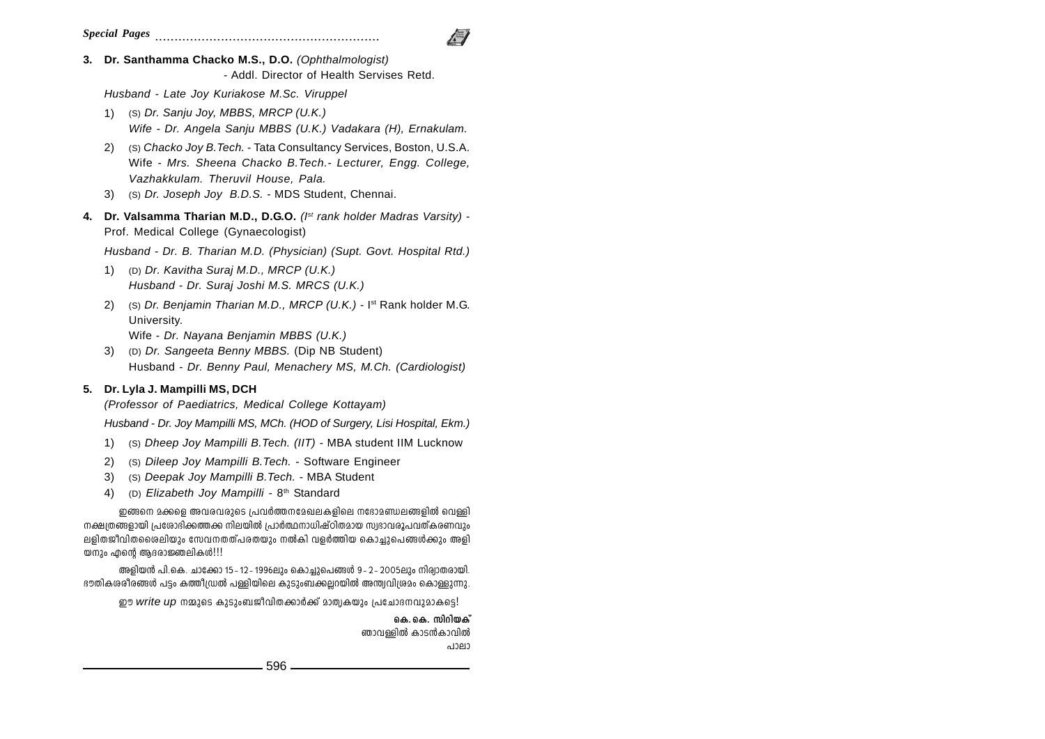3. **Dr. Santhamma Chacko M.S., D.O.** *(Ophthalmologist)*
   - Addl. Director of Health Servises Retd.

   *Husband - Late Joy Kuriakose M.Sc. Viruppel*

   1) (S) *Dr. Sanju Joy, MBBS, MRCP (U.K.)*
      *Wife - Dr. Angela Sanju MBBS (U.K.) Vadakara (H), Ernakulam.*
   2) (S) *Chacko Joy B.Tech.* - Tata Consultancy Services, Boston, U.S.A.
      Wife - *Mrs. Sheena Chacko B.Tech.- Lecturer, Engg. College, Vazhakkulam. Theruvil House, Pala.*
   3) (S) *Dr. Joseph Joy B.D.S.* - MDS Student, Chennai.

4. **Dr. Valsamma Tharian M.D., D.G.O.** *(Ist rank holder Madras Varsity)* - Prof. Medical College (Gynaecologist)

   *Husband - Dr. B. Tharian M.D. (Physician) (Supt. Govt. Hospital Rtd.)*

   1) (D) *Dr. Kavitha Suraj M.D., MRCP (U.K.)*
      *Husband - Dr. Suraj Joshi M.S. MRCS (U.K.)*
   2) (S) *Dr. Benjamin Tharian M.D., MRCP (U.K.)* - Ist Rank holder M.G. University.
      Wife - *Dr. Nayana Benjamin MBBS (U.K.)*
   3) (D) *Dr. Sangeeta Benny MBBS.* (Dip NB Student)
      Husband - *Dr. Benny Paul, Menachery MS, M.Ch. (Cardiologist)*

5. **Dr. Lyla J. Mampilli MS, DCH**
   *(Professor of Paediatrics, Medical College Kottayam)*

   *Husband - Dr. Joy Mampilli MS, MCh. (HOD of Surgery, Lisi Hospital, Ekm.)*

   1) (S) *Dheep Joy Mampilli B.Tech. (IIT)* - MBA student IIM Lucknow
   2) (S) *Dileep Joy Mampilli B.Tech.* - Software Engineer
   3) (S) *Deepak Joy Mampilli B.Tech.* - MBA Student
   4) (D) *Elizabeth Joy Mampilli* - 8th Standard

ഇങ്ങനെ മക്കളെ അവരവരുടെ പ്രവർത്തനമേഖലകളിലെ നഭോമണ്ഡലങ്ങളിൽ വെള്ളി നക്ഷത്രങ്ങളായി പ്രശോഭിക്കത്തക്ക നിലയിൽ പ്രാർത്ഥനാധിഷ്ഠിതമായ സ്വഭാവരൂപവത്കരണവും ലളിതജീവിതശൈലിയും സേവനതത്പരതയും നൽകി വളർത്തിയ കൊച്ചുപെങ്ങൾക്കും അളിയനും എന്റെ ആദരാജ്ഞലികൾ!!!

അളിയൻ പി.കെ. ചാക്കോ 15 - 12 - 1996ലും കൊച്ചുപെങ്ങൾ 9 - 2 - 2005ലും നിര്യാതരായി. ഭൗതികശരീരങ്ങൾ പട്ടം കത്തീഡ്രൽ പള്ളിയിലെ കുടുംബക്കല്ലറയിൽ അന്ത്യവിശ്രമം കൊള്ളുന്നു.

ഈ *write up* നമ്മുടെ കുടുംബജീവിതക്കാർക്ക് മാതൃകയും പ്രചോദനവുമാകട്ടെ!

**കെ. കെ. സിറിയക്**
ഞാവള്ളിൽ കാടൻകാവിൽ
പാലാ